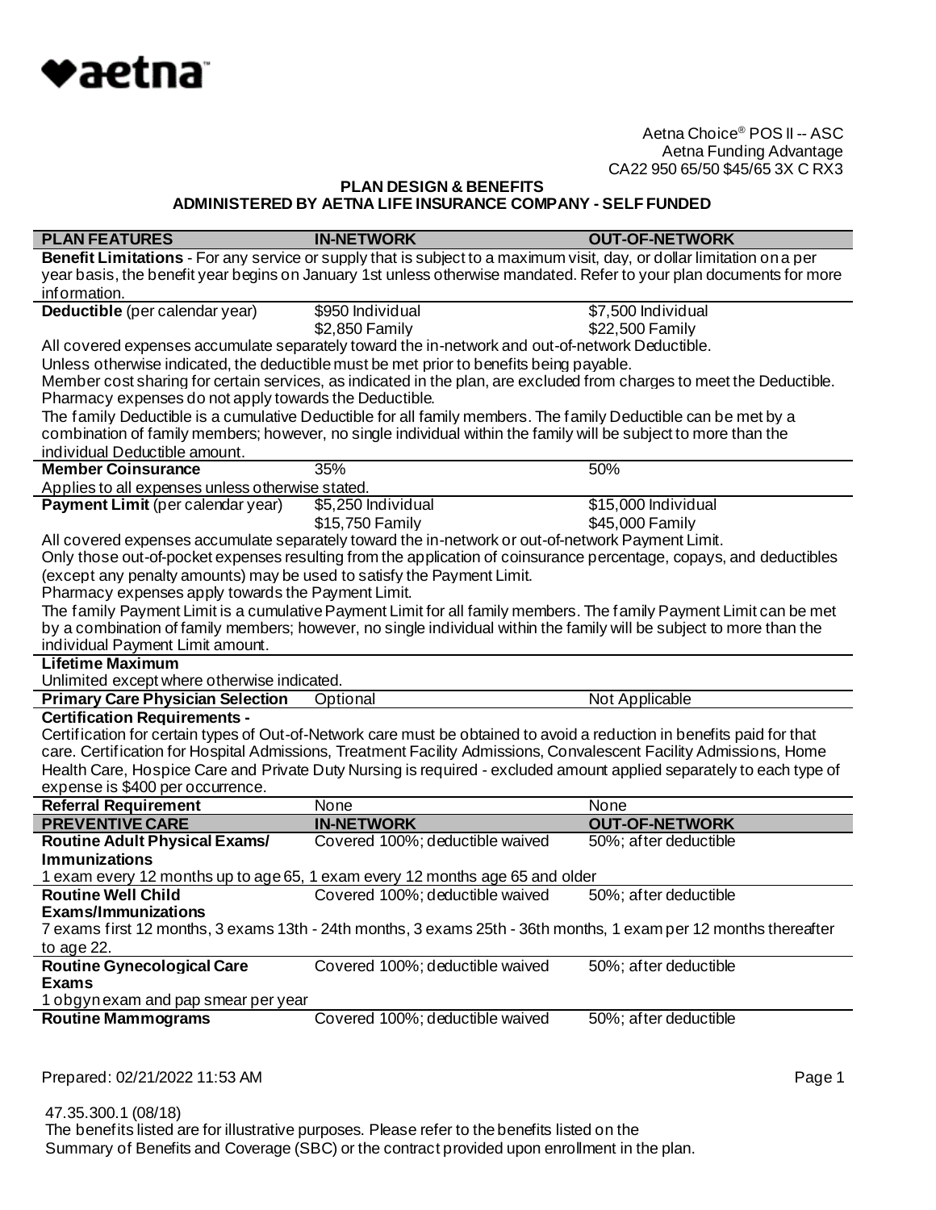aetna

Aetna Choice® POS II -- ASC
Aetna Funding Advantage
CA22 950 65/50 $45/65 3X C RX3

## PLAN DESIGN & BENEFITS
### ADMINISTERED BY AETNA LIFE INSURANCE COMPANY - SELF FUNDED

| PLAN FEATURES | IN-NETWORK | OUT-OF-NETWORK |
|---|---|---|
| **Benefit Limitations** - For any service or supply that is subject to a maximum visit, day, or dollar limitation on a per year basis, the benefit year begins on January 1st unless otherwise mandated. Refer to your plan documents for more information. | | |
| **Deductible** (per calendar year) | $950 Individual<br>$2,850 Family | $7,500 Individual<br>$22,500 Family |
| All covered expenses accumulate separately toward the in-network and out-of-network Deductible.<br>Unless otherwise indicated, the deductible must be met prior to benefits being payable.<br>Member cost sharing for certain services, as indicated in the plan, are excluded from charges to meet the Deductible.<br>Pharmacy expenses do not apply towards the Deductible.<br>The family Deductible is a cumulative Deductible for all family members. The family Deductible can be met by a combination of family members; however, no single individual within the family will be subject to more than the individual Deductible amount. | | |
| **Member Coinsurance** | 35% | 50% |
| Applies to all expenses unless otherwise stated. | | |
| **Payment Limit** (per calendar year) | $5,250 Individual<br>$15,750 Family | $15,000 Individual<br>$45,000 Family |
| All covered expenses accumulate separately toward the in-network or out-of-network Payment Limit.<br>Only those out-of-pocket expenses resulting from the application of coinsurance percentage, copays, and deductibles (except any penalty amounts) may be used to satisfy the Payment Limit.<br>Pharmacy expenses apply towards the Payment Limit.<br>The family Payment Limit is a cumulative Payment Limit for all family members. The family Payment Limit can be met by a combination of family members; however, no single individual within the family will be subject to more than the individual Payment Limit amount. | | |
| **Lifetime Maximum** | | |
| Unlimited except where otherwise indicated. | | |
| **Primary Care Physician Selection** | Optional | Not Applicable |
| **Certification Requirements -** | | |
| Certification for certain types of Out-of-Network care must be obtained to avoid a reduction in benefits paid for that care. Certification for Hospital Admissions, Treatment Facility Admissions, Convalescent Facility Admissions, Home Health Care, Hospice Care and Private Duty Nursing is required - excluded amount applied separately to each type of expense is $400 per occurrence. | | |
| **Referral Requirement** | None | None |
| **PREVENTIVE CARE** | **IN-NETWORK** | **OUT-OF-NETWORK** |
| **Routine Adult Physical Exams/ Immunizations** | Covered 100%; deductible waived | 50%; after deductible |
| 1 exam every 12 months up to age 65, 1 exam every 12 months age 65 and older | | |
| **Routine Well Child Exams/Immunizations** | Covered 100%; deductible waived | 50%; after deductible |
| 7 exams first 12 months, 3 exams 13th - 24th months, 3 exams 25th - 36th months, 1 exam per 12 months thereafter to age 22. | | |
| **Routine Gynecological Care Exams** | Covered 100%; deductible waived | 50%; after deductible |
| 1 obgyn exam and pap smear per year | | |
| **Routine Mammograms** | Covered 100%; deductible waived | 50%; after deductible |

Prepared: 02/21/2022 11:53 AM

47.35.300.1 (08/18)
The benefits listed are for illustrative purposes. Please refer to the benefits listed on the Summary of Benefits and Coverage (SBC) or the contract provided upon enrollment in the plan.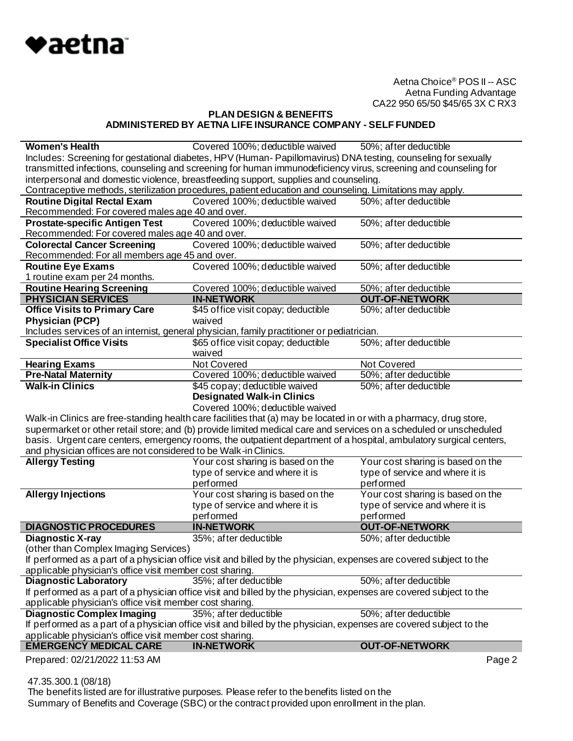Aetna Choice® POS II -- ASC
Aetna Funding Advantage
CA22 950 65/50 $45/65 3X C RX3

**PLAN DESIGN & BENEFITS**
**ADMINISTERED BY AETNA LIFE INSURANCE COMPANY - SELF FUNDED**

| | | |
|---|---|---|
| **Women's Health** | Covered 100%; deductible waived | 50%; after deductible |
| Includes: Screening for gestational diabetes, HPV (Human- Papillomavirus) DNA testing, counseling for sexually transmitted infections, counseling and screening for human immunodeficiency virus, screening and counseling for interpersonal and domestic violence, breastfeeding support, supplies and counseling. Contraceptive methods, sterilization procedures, patient education and counseling. Limitations may apply. | | |
| **Routine Digital Rectal Exam** | Covered 100%; deductible waived | 50%; after deductible |
| Recommended: For covered males age 40 and over. | | |
| **Prostate-specific Antigen Test** | Covered 100%; deductible waived | 50%; after deductible |
| Recommended: For covered males age 40 and over. | | |
| **Colorectal Cancer Screening** | Covered 100%; deductible waived | 50%; after deductible |
| Recommended: For all members age 45 and over. | | |
| **Routine Eye Exams** | Covered 100%; deductible waived | 50%; after deductible |
| 1 routine exam per 24 months. | | |
| **Routine Hearing Screening** | Covered 100%; deductible waived | 50%; after deductible |
| **PHYSICIAN SERVICES** | **IN-NETWORK** | **OUT-OF-NETWORK** |
| **Office Visits to Primary Care Physician (PCP)** | $45 office visit copay; deductible waived | 50%; after deductible |
| Includes services of an internist, general physician, family practitioner or pediatrician. | | |
| **Specialist Office Visits** | $65 office visit copay; deductible waived | 50%; after deductible |
| **Hearing Exams** | Not Covered | Not Covered |
| **Pre-Natal Maternity** | Covered 100%; deductible waived | 50%; after deductible |
| **Walk-in Clinics** | $45 copay; deductible waived<br>**Designated Walk-in Clinics**<br>Covered 100%; deductible waived | 50%; after deductible |
| Walk-in Clinics are free-standing health care facilities that (a) may be located in or with a pharmacy, drug store, supermarket or other retail store; and (b) provide limited medical care and services on a scheduled or unscheduled basis. Urgent care centers, emergency rooms, the outpatient department of a hospital, ambulatory surgical centers, and physician offices are not considered to be Walk-in Clinics. | | |
| **Allergy Testing** | Your cost sharing is based on the type of service and where it is performed | Your cost sharing is based on the type of service and where it is performed |
| **Allergy Injections** | Your cost sharing is based on the type of service and where it is performed | Your cost sharing is based on the type of service and where it is performed |
| **DIAGNOSTIC PROCEDURES** | **IN-NETWORK** | **OUT-OF-NETWORK** |
| **Diagnostic X-ray** (other than Complex Imaging Services) | 35%; after deductible | 50%; after deductible |
| If performed as a part of a physician office visit and billed by the physician, expenses are covered subject to the applicable physician's office visit member cost sharing. | | |
| **Diagnostic Laboratory** | 35%; after deductible | 50%; after deductible |
| If performed as a part of a physician office visit and billed by the physician, expenses are covered subject to the applicable physician's office visit member cost sharing. | | |
| **Diagnostic Complex Imaging** | 35%; after deductible | 50%; after deductible |
| If performed as a part of a physician office visit and billed by the physician, expenses are covered subject to the applicable physician's office visit member cost sharing. | | |
| **EMERGENCY MEDICAL CARE** | **IN-NETWORK** | **OUT-OF-NETWORK** |

Prepared: 02/21/2022 11:53 AM

47.35.300.1 (08/18)
The benefits listed are for illustrative purposes. Please refer to the benefits listed on the Summary of Benefits and Coverage (SBC) or the contract provided upon enrollment in the plan.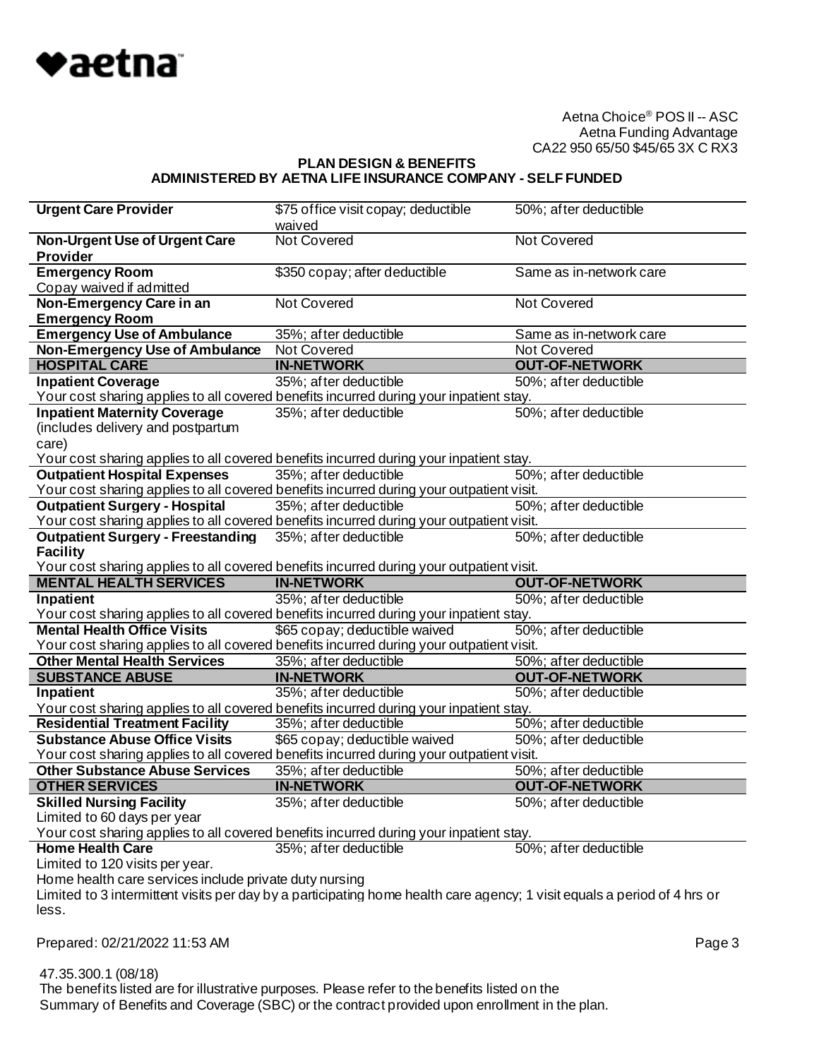Aetna Choice® POS II -- ASC
Aetna Funding Advantage
CA22 950 65/50 $45/65 3X C RX3

**PLAN DESIGN & BENEFITS**
**ADMINISTERED BY AETNA LIFE INSURANCE COMPANY - SELF FUNDED**

| | | |
|---|---|---|
| **Urgent Care Provider** | $75 office visit copay; deductible waived | 50%; after deductible |
| **Non-Urgent Use of Urgent Care Provider** | Not Covered | Not Covered |
| **Emergency Room**<br>Copay waived if admitted | $350 copay; after deductible | Same as in-network care |
| **Non-Emergency Care in an Emergency Room** | Not Covered | Not Covered |
| **Emergency Use of Ambulance** | 35%; after deductible | Same as in-network care |
| **Non-Emergency Use of Ambulance** | Not Covered | Not Covered |
| **HOSPITAL CARE** | **IN-NETWORK** | **OUT-OF-NETWORK** |
| **Inpatient Coverage** | 35%; after deductible | 50%; after deductible |
| Your cost sharing applies to all covered benefits incurred during your inpatient stay. | | |
| **Inpatient Maternity Coverage** (includes delivery and postpartum care) | 35%; after deductible | 50%; after deductible |
| Your cost sharing applies to all covered benefits incurred during your inpatient stay. | | |
| **Outpatient Hospital Expenses** | 35%; after deductible | 50%; after deductible |
| Your cost sharing applies to all covered benefits incurred during your outpatient visit. | | |
| **Outpatient Surgery - Hospital** | 35%; after deductible | 50%; after deductible |
| Your cost sharing applies to all covered benefits incurred during your outpatient visit. | | |
| **Outpatient Surgery - Freestanding Facility** | 35%; after deductible | 50%; after deductible |
| Your cost sharing applies to all covered benefits incurred during your outpatient visit. | | |
| **MENTAL HEALTH SERVICES** | **IN-NETWORK** | **OUT-OF-NETWORK** |
| **Inpatient** | 35%; after deductible | 50%; after deductible |
| Your cost sharing applies to all covered benefits incurred during your inpatient stay. | | |
| **Mental Health Office Visits** | $65 copay; deductible waived | 50%; after deductible |
| Your cost sharing applies to all covered benefits incurred during your outpatient visit. | | |
| **Other Mental Health Services** | 35%; after deductible | 50%; after deductible |
| **SUBSTANCE ABUSE** | **IN-NETWORK** | **OUT-OF-NETWORK** |
| **Inpatient** | 35%; after deductible | 50%; after deductible |
| Your cost sharing applies to all covered benefits incurred during your inpatient stay. | | |
| **Residential Treatment Facility** | 35%; after deductible | 50%; after deductible |
| **Substance Abuse Office Visits** | $65 copay; deductible waived | 50%; after deductible |
| Your cost sharing applies to all covered benefits incurred during your outpatient visit. | | |
| **Other Substance Abuse Services** | 35%; after deductible | 50%; after deductible |
| **OTHER SERVICES** | **IN-NETWORK** | **OUT-OF-NETWORK** |
| **Skilled Nursing Facility**<br>Limited to 60 days per year | 35%; after deductible | 50%; after deductible |
| Your cost sharing applies to all covered benefits incurred during your inpatient stay. | | |
| **Home Health Care** | 35%; after deductible | 50%; after deductible |

Limited to 120 visits per year.
Home health care services include private duty nursing
Limited to 3 intermittent visits per day by a participating home health care agency; 1 visit equals a period of 4 hrs or less.

Prepared: 02/21/2022 11:53 AM

47.35.300.1 (08/18)
The benefits listed are for illustrative purposes. Please refer to the benefits listed on the Summary of Benefits and Coverage (SBC) or the contract provided upon enrollment in the plan.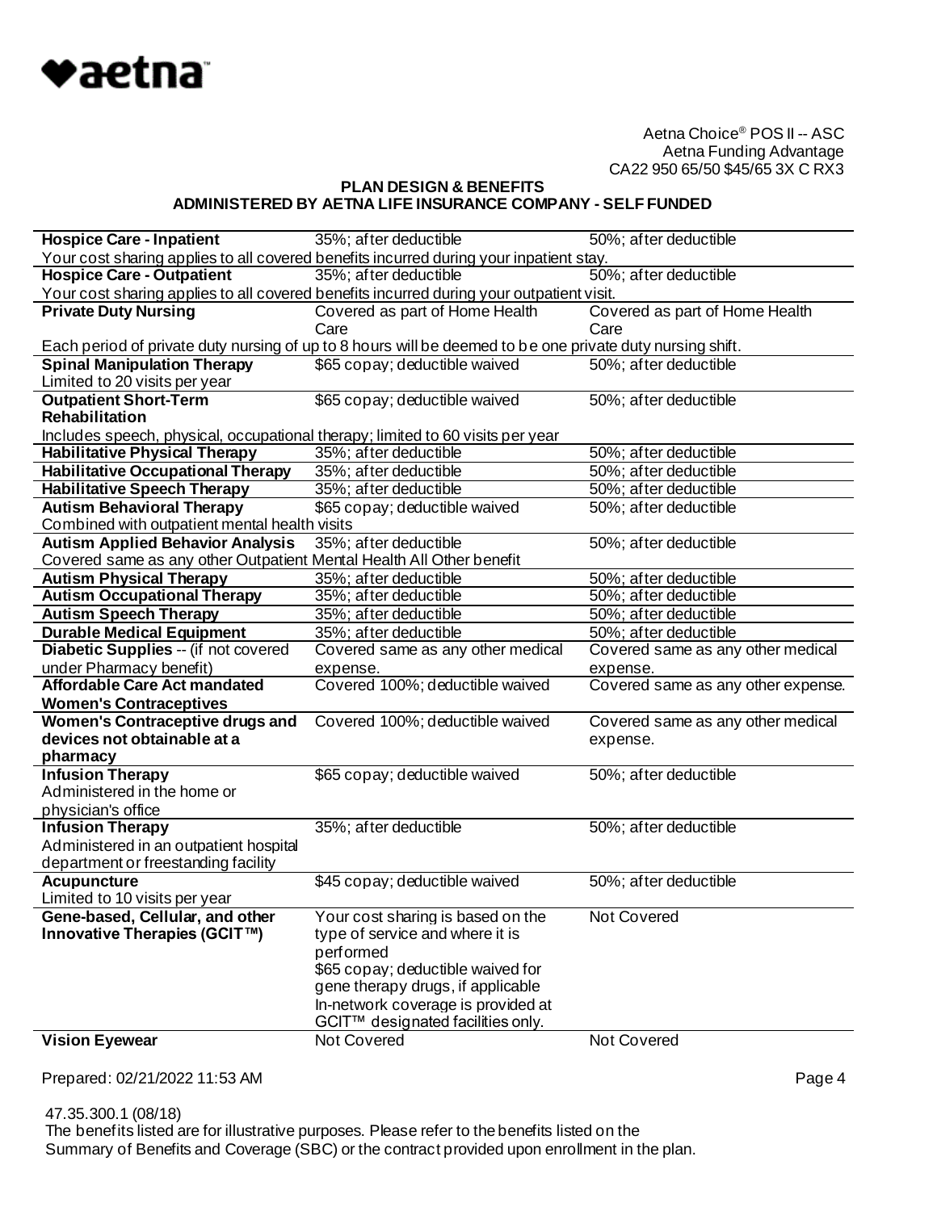Aetna Choice® POS II -- ASC
Aetna Funding Advantage
CA22 950 65/50 $45/65 3X C RX3

**PLAN DESIGN & BENEFITS**
**ADMINISTERED BY AETNA LIFE INSURANCE COMPANY - SELF FUNDED**

| | | |
|---|---|---|
| **Hospice Care - Inpatient** | 35%; after deductible | 50%; after deductible |
| Your cost sharing applies to all covered benefits incurred during your inpatient stay. | | |
| **Hospice Care - Outpatient** | 35%; after deductible | 50%; after deductible |
| Your cost sharing applies to all covered benefits incurred during your outpatient visit. | | |
| **Private Duty Nursing** | Covered as part of Home Health Care | Covered as part of Home Health Care |
| Each period of private duty nursing of up to 8 hours will be deemed to be one private duty nursing shift. | | |
| **Spinal Manipulation Therapy**<br>Limited to 20 visits per year | $65 copay; deductible waived | 50%; after deductible |
| **Outpatient Short-Term Rehabilitation** | $65 copay; deductible waived | 50%; after deductible |
| Includes speech, physical, occupational therapy; limited to 60 visits per year | | |
| **Habilitative Physical Therapy** | 35%; after deductible | 50%; after deductible |
| **Habilitative Occupational Therapy** | 35%; after deductible | 50%; after deductible |
| **Habilitative Speech Therapy** | 35%; after deductible | 50%; after deductible |
| **Autism Behavioral Therapy** | $65 copay; deductible waived | 50%; after deductible |
| Combined with outpatient mental health visits | | |
| **Autism Applied Behavior Analysis** | 35%; after deductible | 50%; after deductible |
| Covered same as any other Outpatient Mental Health All Other benefit | | |
| **Autism Physical Therapy** | 35%; after deductible | 50%; after deductible |
| **Autism Occupational Therapy** | 35%; after deductible | 50%; after deductible |
| **Autism Speech Therapy** | 35%; after deductible | 50%; after deductible |
| **Durable Medical Equipment** | 35%; after deductible | 50%; after deductible |
| **Diabetic Supplies** -- (if not covered under Pharmacy benefit) | Covered same as any other medical expense. | Covered same as any other medical expense. |
| **Affordable Care Act mandated Women's Contraceptives** | Covered 100%; deductible waived | Covered same as any other expense. |
| **Women's Contraceptive drugs and devices not obtainable at a pharmacy** | Covered 100%; deductible waived | Covered same as any other medical expense. |
| **Infusion Therapy**<br>Administered in the home or physician's office | $65 copay; deductible waived | 50%; after deductible |
| **Infusion Therapy**<br>Administered in an outpatient hospital department or freestanding facility | 35%; after deductible | 50%; after deductible |
| **Acupuncture**<br>Limited to 10 visits per year | $45 copay; deductible waived | 50%; after deductible |
| **Gene-based, Cellular, and other Innovative Therapies (GCIT™)** | Your cost sharing is based on the type of service and where it is performed<br>$65 copay; deductible waived for gene therapy drugs, if applicable<br>In-network coverage is provided at GCIT™ designated facilities only. | Not Covered |
| **Vision Eyewear** | Not Covered | Not Covered |

Prepared: 02/21/2022 11:53 AM

47.35.300.1 (08/18)
The benefits listed are for illustrative purposes. Please refer to the benefits listed on the Summary of Benefits and Coverage (SBC) or the contract provided upon enrollment in the plan.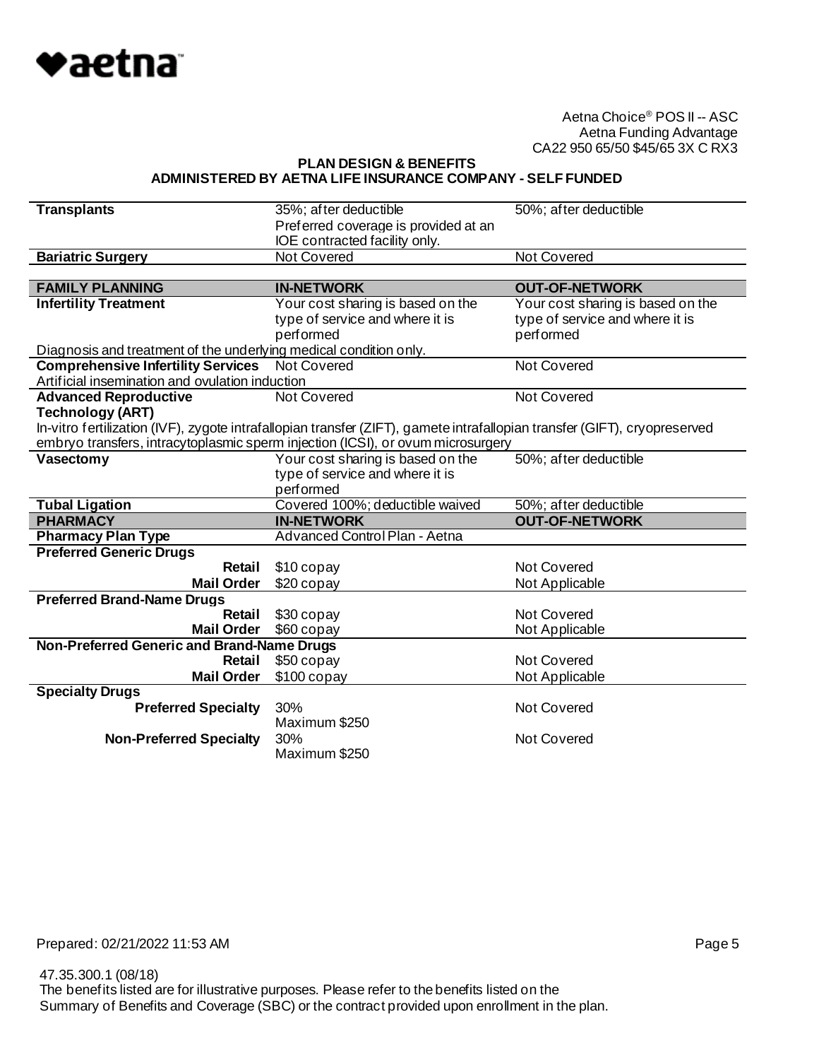Aetna Choice® POS II -- ASC
Aetna Funding Advantage
CA22 950 65/50 $45/65 3X C RX3

**PLAN DESIGN & BENEFITS**
**ADMINISTERED BY AETNA LIFE INSURANCE COMPANY - SELF FUNDED**

| | | |
|---|---|---|
| **Transplants** | 35%; after deductible<br>Preferred coverage is provided at an IOE contracted facility only. | 50%; after deductible |
| **Bariatric Surgery** | Not Covered | Not Covered |

| **FAMILY PLANNING** | **IN-NETWORK** | **OUT-OF-NETWORK** |
|---|---|---|
| **Infertility Treatment** | Your cost sharing is based on the type of service and where it is performed | Your cost sharing is based on the type of service and where it is performed |
| Diagnosis and treatment of the underlying medical condition only. | | |
| **Comprehensive Infertility Services** | Not Covered | Not Covered |
| Artificial insemination and ovulation induction | | |
| **Advanced Reproductive Technology (ART)** | Not Covered | Not Covered |
| In-vitro fertilization (IVF), zygote intrafallopian transfer (ZIFT), gamete intrafallopian transfer (GIFT), cryopreserved embryo transfers, intracytoplasmic sperm injection (ICSI), or ovum microsurgery | | |
| **Vasectomy** | Your cost sharing is based on the type of service and where it is performed | 50%; after deductible |
| **Tubal Ligation** | Covered 100%; deductible waived | 50%; after deductible |

| **PHARMACY** | **IN-NETWORK** | **OUT-OF-NETWORK** |
|---|---|---|
| **Pharmacy Plan Type** | Advanced Control Plan - Aetna | |
| **Preferred Generic Drugs** | | |
| **Retail** | $10 copay | Not Covered |
| **Mail Order** | $20 copay | Not Applicable |
| **Preferred Brand-Name Drugs** | | |
| **Retail** | $30 copay | Not Covered |
| **Mail Order** | $60 copay | Not Applicable |
| **Non-Preferred Generic and Brand-Name Drugs** | | |
| **Retail** | $50 copay | Not Covered |
| **Mail Order** | $100 copay | Not Applicable |
| **Specialty Drugs** | | |
| **Preferred Specialty** | 30%<br>Maximum $250 | Not Covered |
| **Non-Preferred Specialty** | 30%<br>Maximum $250 | Not Covered |

Prepared: 02/21/2022 11:53 AM

47.35.300.1 (08/18)
The benefits listed are for illustrative purposes. Please refer to the benefits listed on the Summary of Benefits and Coverage (SBC) or the contract provided upon enrollment in the plan.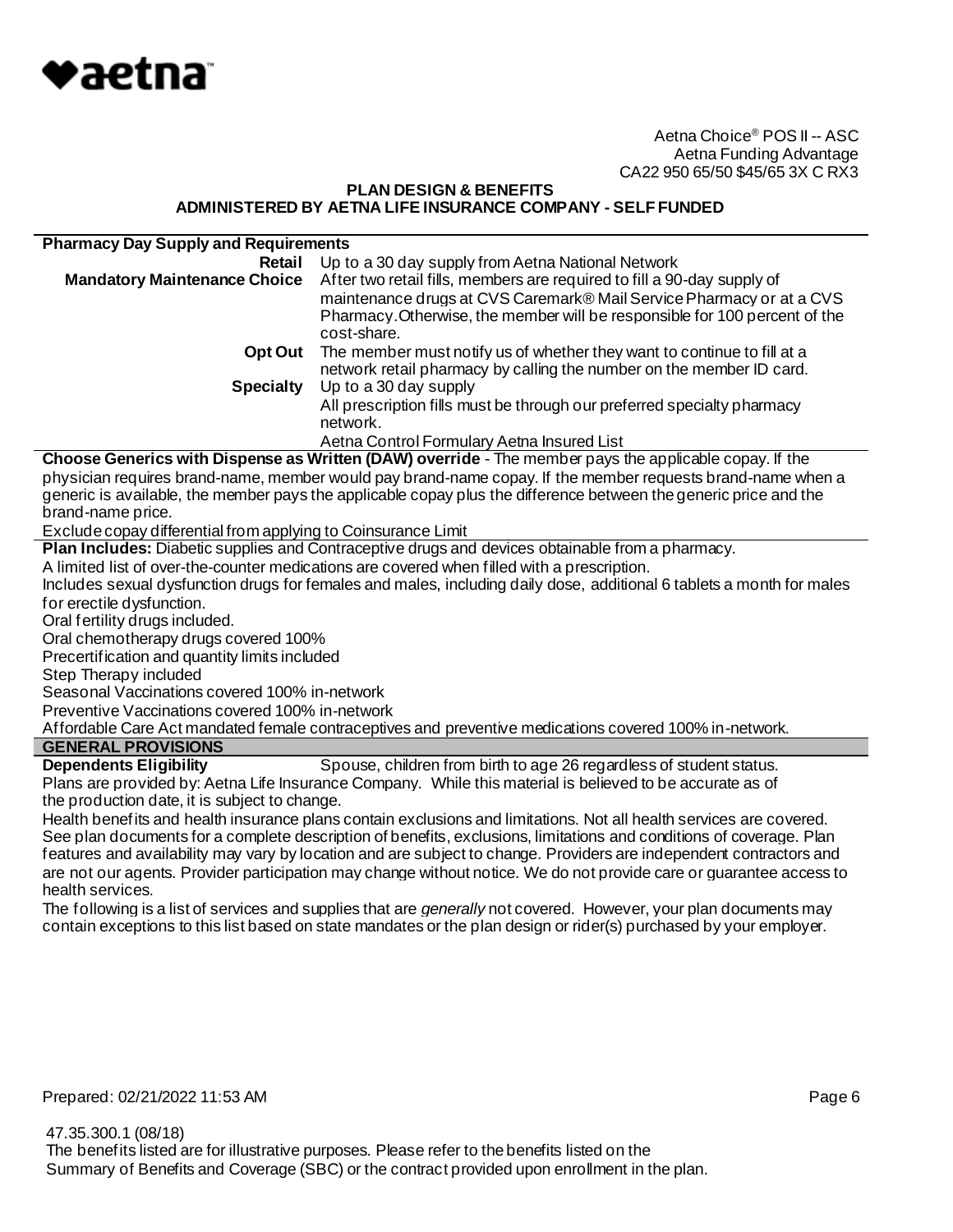Aetna Choice® POS II -- ASC
Aetna Funding Advantage
CA22 950 65/50 $45/65 3X C RX3

**PLAN DESIGN & BENEFITS**
**ADMINISTERED BY AETNA LIFE INSURANCE COMPANY - SELF FUNDED**

| **Pharmacy Day Supply and Requirements** | |
|---|---|
| **Retail** | Up to a 30 day supply from Aetna National Network |
| **Mandatory Maintenance Choice** | After two retail fills, members are required to fill a 90-day supply of maintenance drugs at CVS Caremark® Mail Service Pharmacy or at a CVS Pharmacy.Otherwise, the member will be responsible for 100 percent of the cost-share. |
| **Opt Out** | The member must notify us of whether they want to continue to fill at a network retail pharmacy by calling the number on the member ID card. |
| **Specialty** | Up to a 30 day supply<br>All prescription fills must be through our preferred specialty pharmacy network. |
| | Aetna Control Formulary Aetna Insured List |

**Choose Generics with Dispense as Written (DAW) override** - The member pays the applicable copay. If the physician requires brand-name, member would pay brand-name copay. If the member requests brand-name when a generic is available, the member pays the applicable copay plus the difference between the generic price and the brand-name price.

Exclude copay differential from applying to Coinsurance Limit

**Plan Includes:** Diabetic supplies and Contraceptive drugs and devices obtainable from a pharmacy.
A limited list of over-the-counter medications are covered when filled with a prescription.
Includes sexual dysfunction drugs for females and males, including daily dose, additional 6 tablets a month for males for erectile dysfunction.
Oral fertility drugs included.
Oral chemotherapy drugs covered 100%
Precertification and quantity limits included
Step Therapy included
Seasonal Vaccinations covered 100% in-network
Preventive Vaccinations covered 100% in-network
Affordable Care Act mandated female contraceptives and preventive medications covered 100% in-network.

## GENERAL PROVISIONS

**Dependents Eligibility** Spouse, children from birth to age 26 regardless of student status.

Plans are provided by: Aetna Life Insurance Company. While this material is believed to be accurate as of the production date, it is subject to change.

Health benefits and health insurance plans contain exclusions and limitations. Not all health services are covered. See plan documents for a complete description of benefits, exclusions, limitations and conditions of coverage. Plan features and availability may vary by location and are subject to change. Providers are independent contractors and are not our agents. Provider participation may change without notice. We do not provide care or guarantee access to health services.

The following is a list of services and supplies that are *generally* not covered. However, your plan documents may contain exceptions to this list based on state mandates or the plan design or rider(s) purchased by your employer.

Prepared: 02/21/2022 11:53 AM

47.35.300.1 (08/18)
The benefits listed are for illustrative purposes. Please refer to the benefits listed on the Summary of Benefits and Coverage (SBC) or the contract provided upon enrollment in the plan.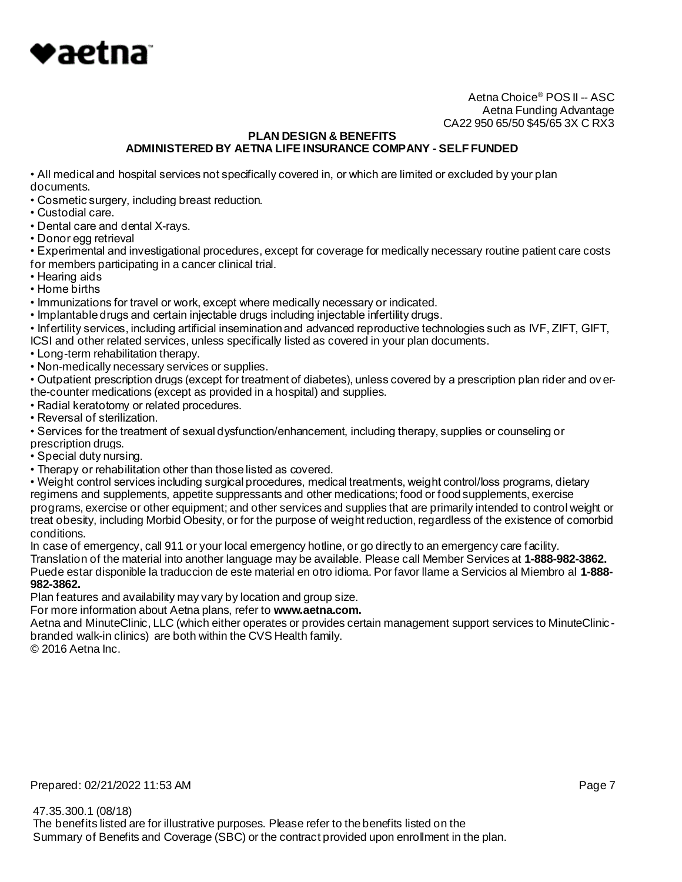Aetna Choice® POS II -- ASC
Aetna Funding Advantage
CA22 950 65/50 $45/65 3X C RX3

**PLAN DESIGN & BENEFITS**
**ADMINISTERED BY AETNA LIFE INSURANCE COMPANY - SELF FUNDED**

- All medical and hospital services not specifically covered in, or which are limited or excluded by your plan documents.
- Cosmetic surgery, including breast reduction.
- Custodial care.
- Dental care and dental X-rays.
- Donor egg retrieval
- Experimental and investigational procedures, except for coverage for medically necessary routine patient care costs for members participating in a cancer clinical trial.
- Hearing aids
- Home births
- Immunizations for travel or work, except where medically necessary or indicated.
- Implantable drugs and certain injectable drugs including injectable infertility drugs.
- Infertility services, including artificial insemination and advanced reproductive technologies such as IVF, ZIFT, GIFT, ICSI and other related services, unless specifically listed as covered in your plan documents.
- Long-term rehabilitation therapy.
- Non-medically necessary services or supplies.
- Outpatient prescription drugs (except for treatment of diabetes), unless covered by a prescription plan rider and over-the-counter medications (except as provided in a hospital) and supplies.
- Radial keratotomy or related procedures.
- Reversal of sterilization.
- Services for the treatment of sexual dysfunction/enhancement, including therapy, supplies or counseling or prescription drugs.
- Special duty nursing.
- Therapy or rehabilitation other than those listed as covered.
- Weight control services including surgical procedures, medical treatments, weight control/loss programs, dietary regimens and supplements, appetite suppressants and other medications; food or food supplements, exercise programs, exercise or other equipment; and other services and supplies that are primarily intended to control weight or treat obesity, including Morbid Obesity, or for the purpose of weight reduction, regardless of the existence of comorbid conditions.

In case of emergency, call 911 or your local emergency hotline, or go directly to an emergency care facility.
Translation of the material into another language may be available. Please call Member Services at **1-888-982-3862.**
Puede estar disponible la traduccion de este material en otro idioma. Por favor llame a Servicios al Miembro al **1-888-982-3862.**
Plan features and availability may vary by location and group size.
For more information about Aetna plans, refer to **www.aetna.com.**
Aetna and MinuteClinic, LLC (which either operates or provides certain management support services to MinuteClinic-branded walk-in clinics) are both within the CVS Health family.
© 2016 Aetna Inc.

Prepared: 02/21/2022 11:53 AM

47.35.300.1 (08/18)
The benefits listed are for illustrative purposes. Please refer to the benefits listed on the Summary of Benefits and Coverage (SBC) or the contract provided upon enrollment in the plan.